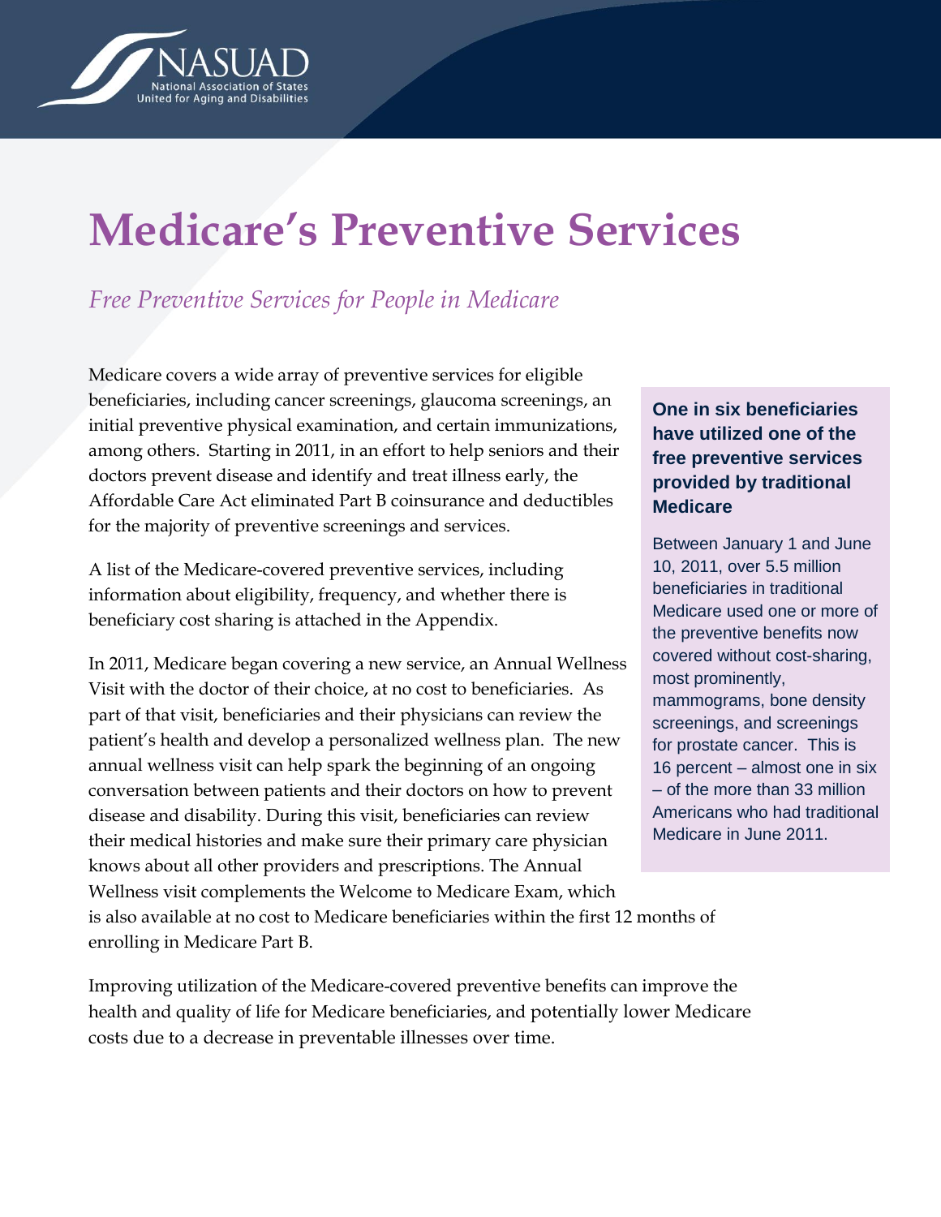# Medicare's Preventive Services

*Free Preventive Services for People in Medicare*

Medicare covers a wide array of preventive services for eligible beneficiaries, including cancer screenings, glaucoma screenings, an initial preventive physical examination, and certain immunizations, among others. Starting in 2011, in an effort to help seniors and their doctors prevent disease and identify and treat illness early, the Affordable Care Act eliminated Part B coinsurance and deductibles for the majority of preventive screenings and services.

A list of the Medicare-covered preventive services, including information about eligibility, frequency, and whether there is beneficiary cost sharing is attached in the Appendix.

In 2011, Medicare began covering a new service, an Annual Wellness Visit with the doctor of their choice, at no cost to beneficiaries. As part of that visit, beneficiaries and their physicians can review the patient's health and develop a personalized wellness plan. The new annual wellness visit can help spark the beginning of an ongoing conversation between patients and their doctors on how to prevent disease and disability. During this visit, beneficiaries can review their medical histories and make sure their primary care physician knows about all other providers and prescriptions. The Annual Wellness visit complements the Welcome to Medicare Exam, which is also available at no cost to Medicare beneficiaries within the first 12 months of enrolling in Medicare Part B.

Improving utilization of the Medicare-covered preventive benefits can improve the health and quality of life for Medicare beneficiaries, and potentially lower Medicare costs due to a decrease in preventable illnesses over time.

**One in six beneficiaries have utilized one of the free preventive services provided by traditional Medicare**

Between January 1 and June 10, 2011, over 5.5 million beneficiaries in traditional Medicare used one or more of the preventive benefits now covered without cost-sharing, most prominently, mammograms, bone density screenings, and screenings for prostate cancer. This is 16 percent – almost one in six – of the more than 33 million Americans who had traditional Medicare in June 2011.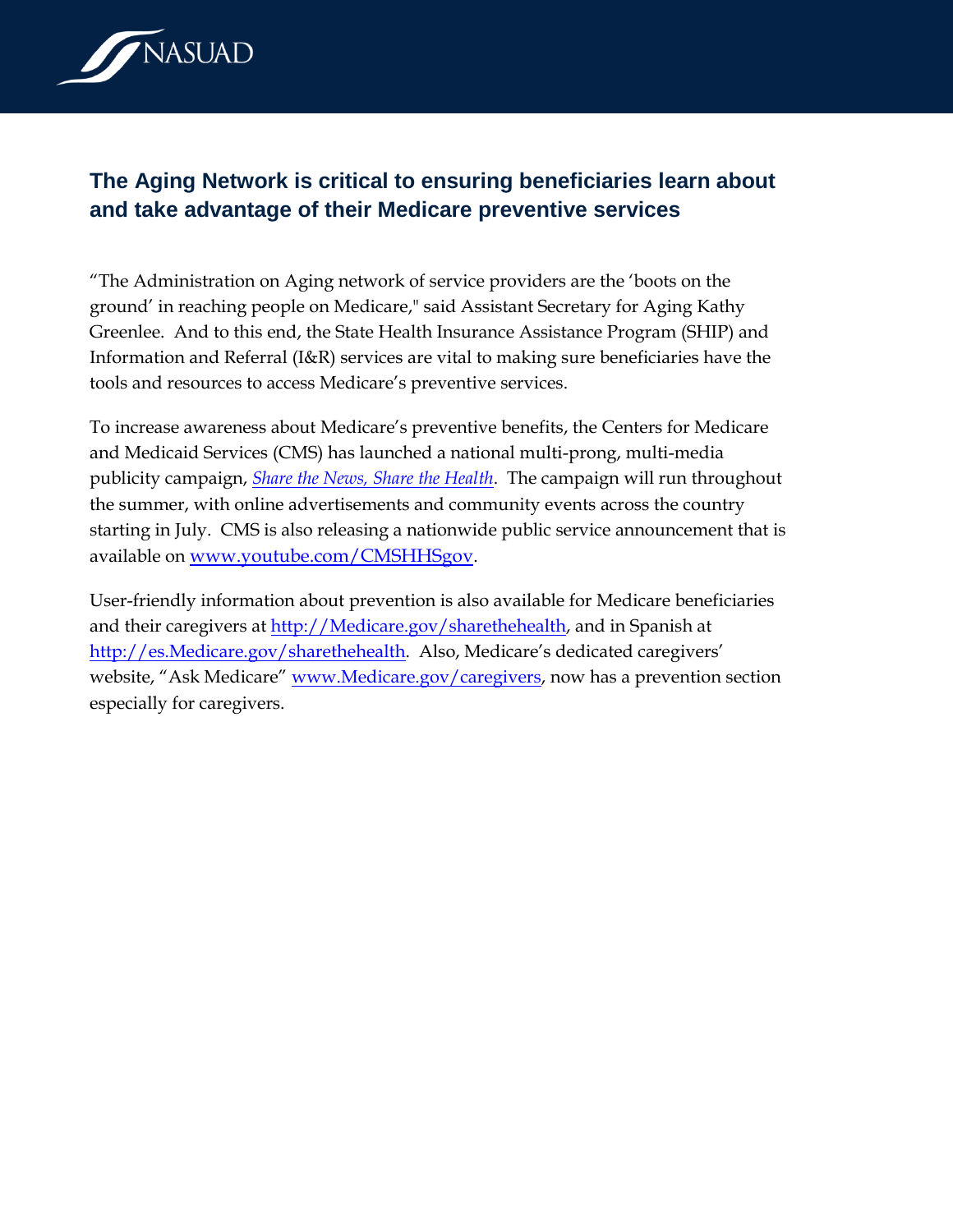## The Aging Network is critical to ensuring beneficiaries learn about and take advantage of their Medicare preventive services

"The Administration on Aging network of service providers are the 'boots on the ground' in reaching people on Medicare," said Assistant Secretary for Aging Kathy Greenlee. And to this end, the State Health Insurance Assistance Program (SHIP) and Information and Referral (I&R) services are vital to making sure beneficiaries have the tools and resources to access Medicare's preventive services.

To increase awareness about Medicare's preventive benefits, the Centers for Medicare and Medicaid Services (CMS) has launched a national multi-prong, multi-media publicity campaign, *Share the News, Share the Health*. The campaign will run throughout the summer, with online advertisements and community events across the country starting in July. CMS is also releasing a nationwide public service announcement that is available on www.youtube.com/CMSHHSgov.

User-friendly information about prevention is also available for Medicare beneficiaries and their caregivers at http://Medicare.gov/sharethehealth, and in Spanish at http://es.Medicare.gov/sharethehealth. Also, Medicare's dedicated caregivers' website, "Ask Medicare" www.Medicare.gov/caregivers, now has a prevention section especially for caregivers.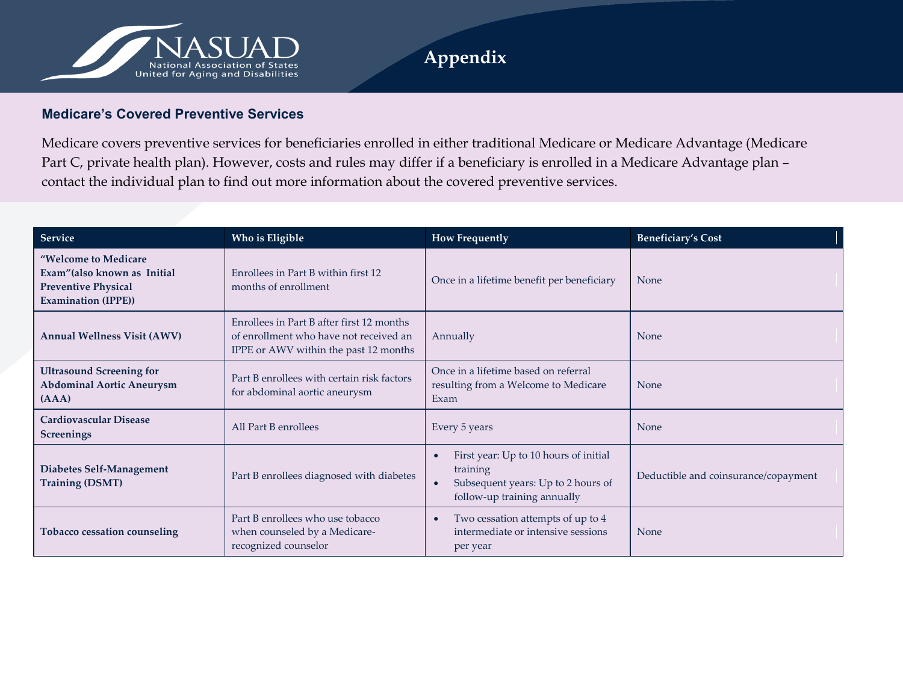# Appendix

### Medicare's Covered Preventive Services

Medicare covers preventive services for beneficiaries enrolled in either traditional Medicare or Medicare Advantage (Medicare Part C, private health plan). However, costs and rules may differ if a beneficiary is enrolled in a Medicare Advantage plan – contact the individual plan to find out more information about the covered preventive services.

| Service | Who is Eligible | How Frequently | Beneficiary's Cost |
|---|---|---|---|
| **"Welcome to Medicare Exam"(also known as Initial Preventive Physical Examination (IPPE))** | Enrollees in Part B within first 12 months of enrollment | Once in a lifetime benefit per beneficiary | None |
| **Annual Wellness Visit (AWV)** | Enrollees in Part B after first 12 months of enrollment who have not received an IPPE or AWV within the past 12 months | Annually | None |
| **Ultrasound Screening for Abdominal Aortic Aneurysm (AAA)** | Part B enrollees with certain risk factors for abdominal aortic aneurysm | Once in a lifetime based on referral resulting from a Welcome to Medicare Exam | None |
| **Cardiovascular Disease Screenings** | All Part B enrollees | Every 5 years | None |
| **Diabetes Self-Management Training (DSMT)** | Part B enrollees diagnosed with diabetes | • First year: Up to 10 hours of initial training<br>• Subsequent years: Up to 2 hours of follow-up training annually | Deductible and coinsurance/copayment |
| **Tobacco cessation counseling** | Part B enrollees who use tobacco when counseled by a Medicare-recognized counselor | • Two cessation attempts of up to 4 intermediate or intensive sessions per year | None |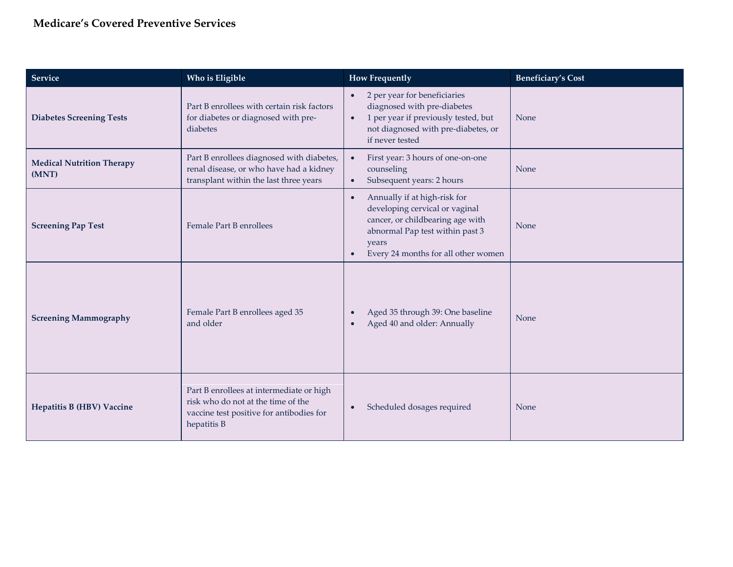### Medicare's Covered Preventive Services

| Service | Who is Eligible | How Frequently | Beneficiary's Cost |
|---|---|---|---|
| **Diabetes Screening Tests** | Part B enrollees with certain risk factors for diabetes or diagnosed with pre-diabetes | • 2 per year for beneficiaries diagnosed with pre-diabetes<br>• 1 per year if previously tested, but not diagnosed with pre-diabetes, or if never tested | None |
| **Medical Nutrition Therapy (MNT)** | Part B enrollees diagnosed with diabetes, renal disease, or who have had a kidney transplant within the last three years | • First year: 3 hours of one-on-one counseling<br>• Subsequent years: 2 hours | None |
| **Screening Pap Test** | Female Part B enrollees | • Annually if at high-risk for developing cervical or vaginal cancer, or childbearing age with abnormal Pap test within past 3 years<br>• Every 24 months for all other women | None |
| **Screening Mammography** | Female Part B enrollees aged 35 and older | • Aged 35 through 39: One baseline<br>• Aged 40 and older: Annually | None |
| **Hepatitis B (HBV) Vaccine** | Part B enrollees at intermediate or high risk who do not at the time of the vaccine test positive for antibodies for hepatitis B | • Scheduled dosages required | None |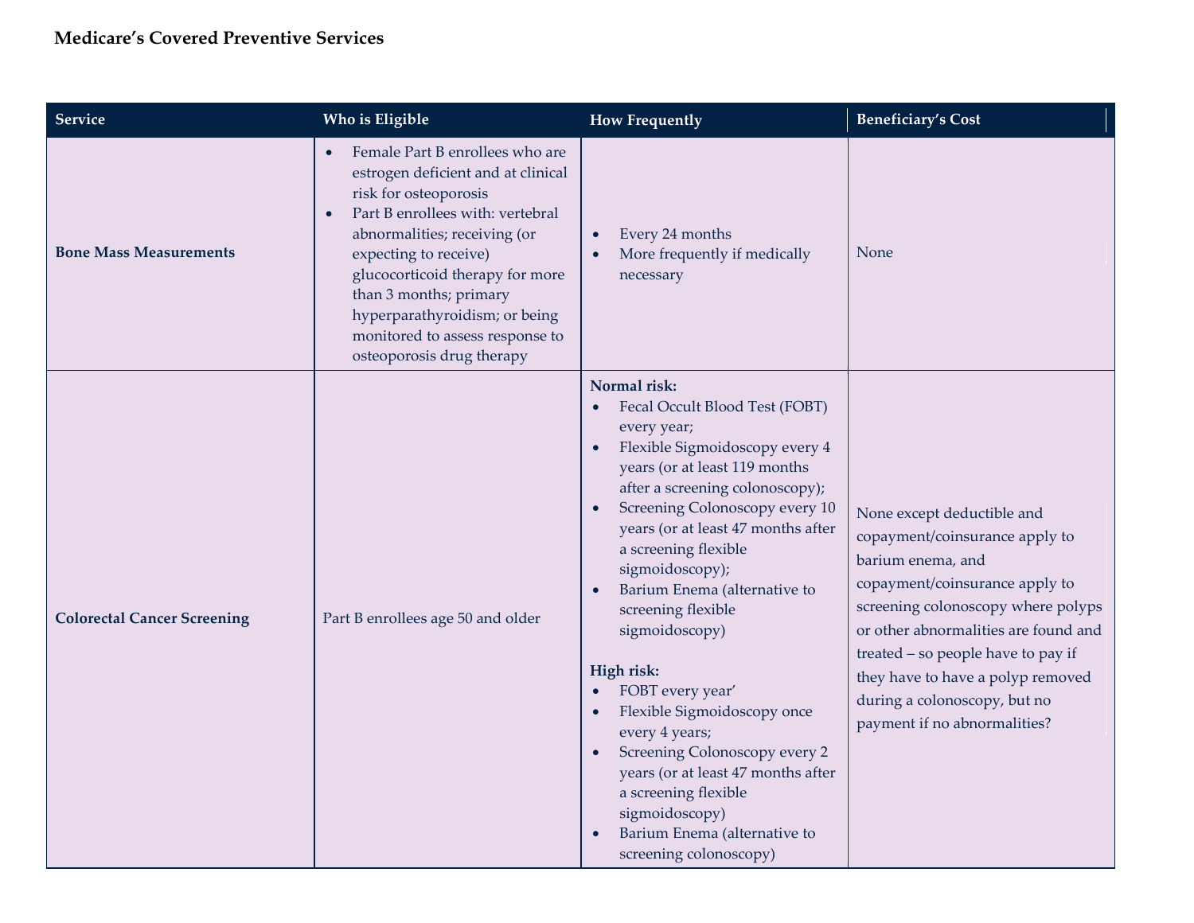### Medicare's Covered Preventive Services

| Service | Who is Eligible | How Frequently | Beneficiary's Cost |
|---|---|---|---|
| **Bone Mass Measurements** | <ul><li>Female Part B enrollees who are estrogen deficient and at clinical risk for osteoporosis</li><li>Part B enrollees with: vertebral abnormalities; receiving (or expecting to receive) glucocorticoid therapy for more than 3 months; primary hyperparathyroidism; or being monitored to assess response to osteoporosis drug therapy</li></ul> | <ul><li>Every 24 months</li><li>More frequently if medically necessary</li></ul> | None |
| **Colorectal Cancer Screening** | Part B enrollees age 50 and older | **Normal risk:**<ul><li>Fecal Occult Blood Test (FOBT) every year;</li><li>Flexible Sigmoidoscopy every 4 years (or at least 119 months after a screening colonoscopy);</li><li>Screening Colonoscopy every 10 years (or at least 47 months after a screening flexible sigmoidoscopy);</li><li>Barium Enema (alternative to screening flexible sigmoidoscopy)</li></ul>**High risk:**<ul><li>FOBT every year'</li><li>Flexible Sigmoidoscopy once every 4 years;</li><li>Screening Colonoscopy every 2 years (or at least 47 months after a screening flexible sigmoidoscopy)</li><li>Barium Enema (alternative to screening colonoscopy)</li></ul> | None except deductible and copayment/coinsurance apply to barium enema, and copayment/coinsurance apply to screening colonoscopy where polyps or other abnormalities are found and treated – so people have to pay if they have to have a polyp removed during a colonoscopy, but no payment if no abnormalities? |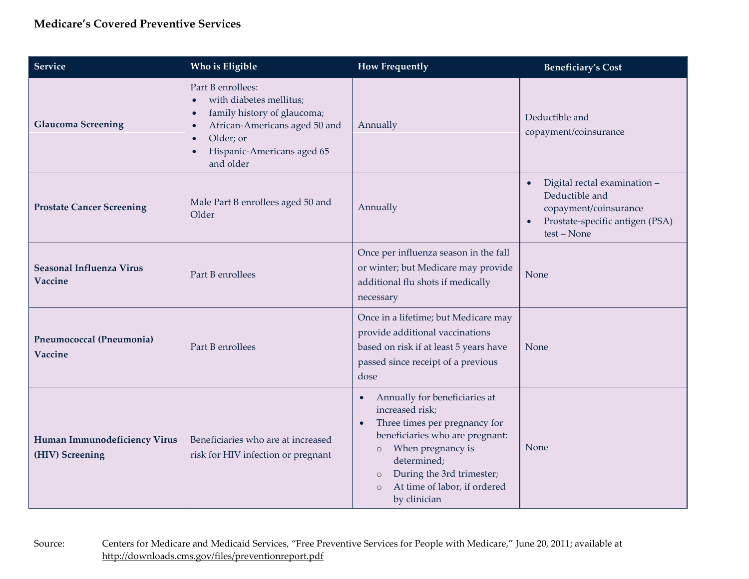**Medicare's Covered Preventive Services**

| Service | Who is Eligible | How Frequently | Beneficiary's Cost |
|---|---|---|---|
| **Glaucoma Screening** | Part B enrollees: <br>• with diabetes mellitus; <br>• family history of glaucoma; <br>• African-Americans aged 50 and <br>• Older; or <br>• Hispanic-Americans aged 65 and older | Annually | Deductible and copayment/coinsurance |
| **Prostate Cancer Screening** | Male Part B enrollees aged 50 and Older | Annually | • Digital rectal examination – Deductible and copayment/coinsurance <br>• Prostate-specific antigen (PSA) test – None |
| **Seasonal Influenza Virus Vaccine** | Part B enrollees | Once per influenza season in the fall or winter; but Medicare may provide additional flu shots if medically necessary | None |
| **Pneumococcal (Pneumonia) Vaccine** | Part B enrollees | Once in a lifetime; but Medicare may provide additional vaccinations based on risk if at least 5 years have passed since receipt of a previous dose | None |
| **Human Immunodeficiency Virus (HIV) Screening** | Beneficiaries who are at increased risk for HIV infection or pregnant | • Annually for beneficiaries at increased risk; <br>• Three times per pregnancy for beneficiaries who are pregnant: <br>  ○ When pregnancy is determined; <br>  ○ During the 3rd trimester; <br>  ○ At time of labor, if ordered by clinician | None |

Source: Centers for Medicare and Medicaid Services, "Free Preventive Services for People with Medicare," June 20, 2011; available at http://downloads.cms.gov/files/preventionreport.pdf